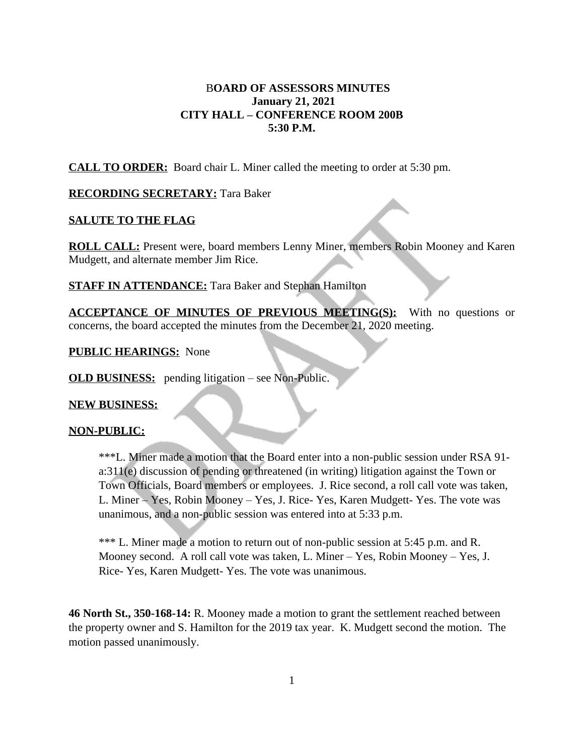# BOARD OF ASSESSORS MINUTES
## January 21, 2021
## CITY HALL – CONFERENCE ROOM 200B
## 5:30 P.M.

**CALL TO ORDER:** Board chair L. Miner called the meeting to order at 5:30 pm.

**RECORDING SECRETARY:** Tara Baker

**SALUTE TO THE FLAG**

**ROLL CALL:** Present were, board members Lenny Miner, members Robin Mooney and Karen Mudgett, and alternate member Jim Rice.

**STAFF IN ATTENDANCE:** Tara Baker and Stephan Hamilton

**ACCEPTANCE OF MINUTES OF PREVIOUS MEETING(S):** With no questions or concerns, the board accepted the minutes from the December 21, 2020 meeting.

**PUBLIC HEARINGS:** None

**OLD BUSINESS:** pending litigation – see Non-Public.

**NEW BUSINESS:**

**NON-PUBLIC:**

> ***L. Miner made a motion that the Board enter into a non-public session under RSA 91-a:311(e) discussion of pending or threatened (in writing) litigation against the Town or Town Officials, Board members or employees. J. Rice second, a roll call vote was taken, L. Miner – Yes, Robin Mooney – Yes, J. Rice- Yes, Karen Mudgett- Yes. The vote was unanimous, and a non-public session was entered into at 5:33 p.m.
>
> *** L. Miner made a motion to return out of non-public session at 5:45 p.m. and R. Mooney second. A roll call vote was taken, L. Miner – Yes, Robin Mooney – Yes, J. Rice- Yes, Karen Mudgett- Yes. The vote was unanimous.

**46 North St., 350-168-14:** R. Mooney made a motion to grant the settlement reached between the property owner and S. Hamilton for the 2019 tax year. K. Mudgett second the motion. The motion passed unanimously.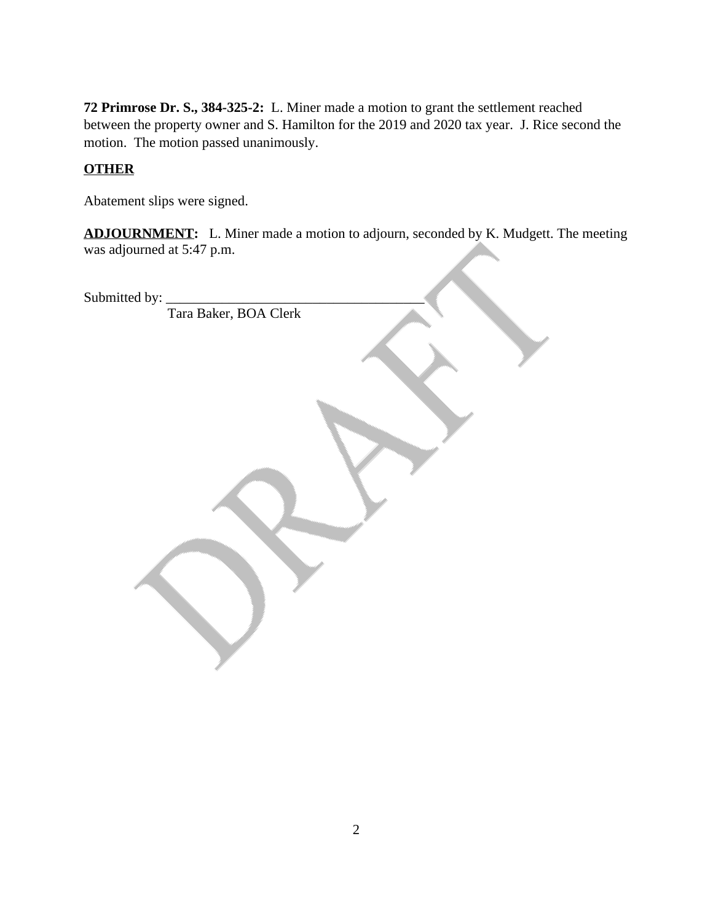**72 Primrose Dr. S., 384-325-2:** L. Miner made a motion to grant the settlement reached between the property owner and S. Hamilton for the 2019 and 2020 tax year. J. Rice second the motion. The motion passed unanimously.

**OTHER**

Abatement slips were signed.

**ADJOURNMENT:** L. Miner made a motion to adjourn, seconded by K. Mudgett. The meeting was adjourned at 5:47 p.m.

Submitted by: ______________________________________
Tara Baker, BOA Clerk

DRAFT